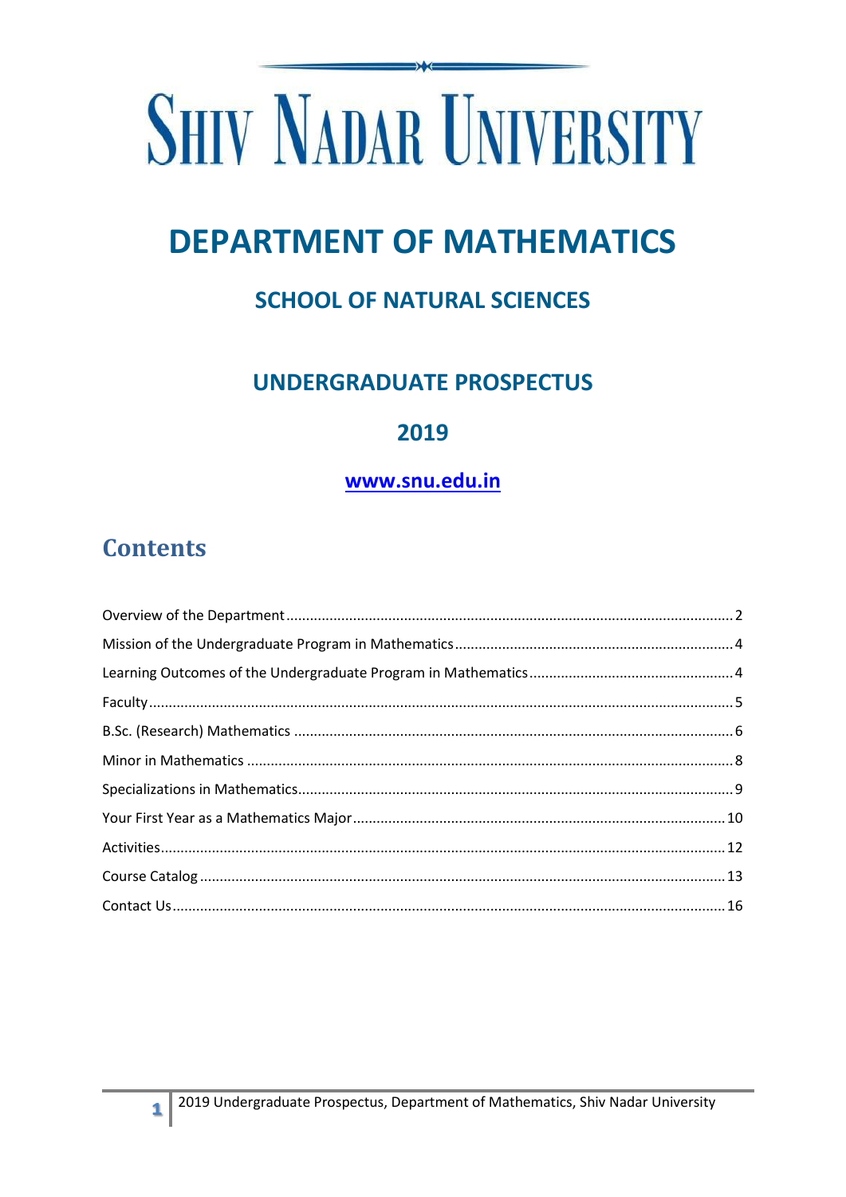# SHIV NADAR UNIVERSITY

# DEPARTMENT OF MATHEMATICS

## SCHOOL OF NATURAL SCIENCES

## UNDERGRADUATE PROSPECTUS

## 2019

**www.snu.edu.in**

## Contents

Overview of the Department ..... 2

Mission of the Undergraduate Program in Mathematics ..... 4

Learning Outcomes of the Undergraduate Program in Mathematics ..... 4

Faculty ..... 5

B.Sc. (Research) Mathematics ..... 6

Minor in Mathematics ..... 8

Specializations in Mathematics ..... 9

Your First Year as a Mathematics Major ..... 10

Activities ..... 12

Course Catalog ..... 13

Contact Us ..... 16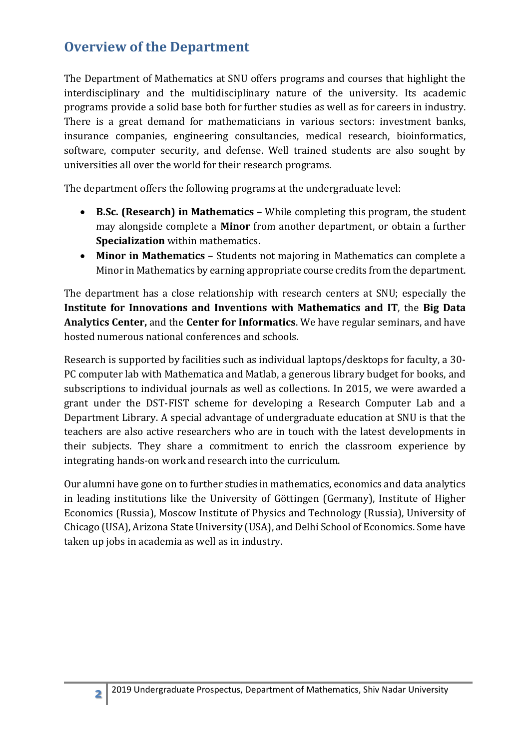## Overview of the Department

The Department of Mathematics at SNU offers programs and courses that highlight the interdisciplinary and the multidisciplinary nature of the university. Its academic programs provide a solid base both for further studies as well as for careers in industry. There is a great demand for mathematicians in various sectors: investment banks, insurance companies, engineering consultancies, medical research, bioinformatics, software, computer security, and defense. Well trained students are also sought by universities all over the world for their research programs.

The department offers the following programs at the undergraduate level:

- **B.Sc. (Research) in Mathematics** – While completing this program, the student may alongside complete a **Minor** from another department, or obtain a further **Specialization** within mathematics.
- **Minor in Mathematics** – Students not majoring in Mathematics can complete a Minor in Mathematics by earning appropriate course credits from the department.

The department has a close relationship with research centers at SNU; especially the **Institute for Innovations and Inventions with Mathematics and IT**, the **Big Data Analytics Center,** and the **Center for Informatics**. We have regular seminars, and have hosted numerous national conferences and schools.

Research is supported by facilities such as individual laptops/desktops for faculty, a 30-PC computer lab with Mathematica and Matlab, a generous library budget for books, and subscriptions to individual journals as well as collections. In 2015, we were awarded a grant under the DST-FIST scheme for developing a Research Computer Lab and a Department Library. A special advantage of undergraduate education at SNU is that the teachers are also active researchers who are in touch with the latest developments in their subjects. They share a commitment to enrich the classroom experience by integrating hands-on work and research into the curriculum.

Our alumni have gone on to further studies in mathematics, economics and data analytics in leading institutions like the University of Göttingen (Germany), Institute of Higher Economics (Russia), Moscow Institute of Physics and Technology (Russia), University of Chicago (USA), Arizona State University (USA), and Delhi School of Economics. Some have taken up jobs in academia as well as in industry.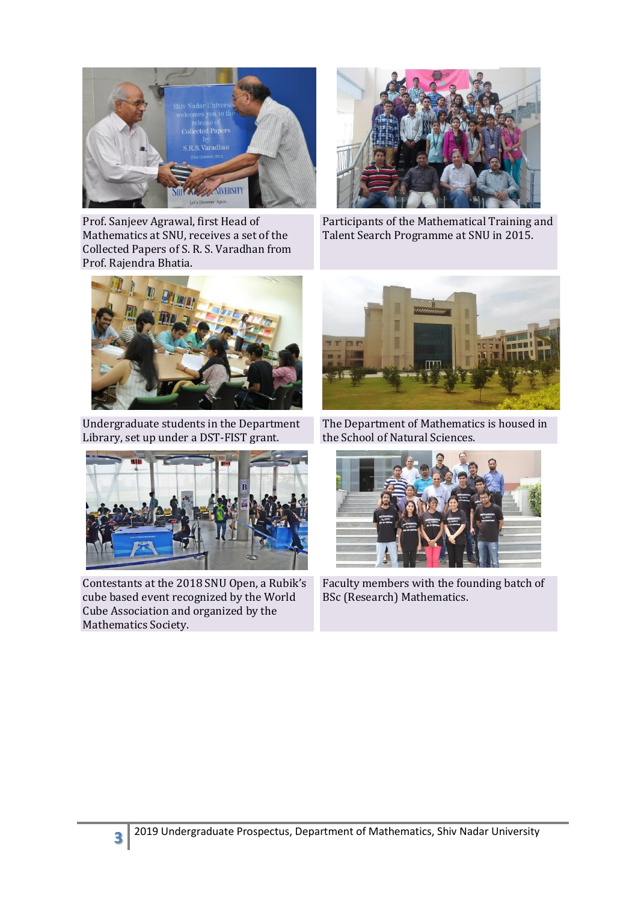Prof. Sanjeev Agrawal, first Head of Mathematics at SNU, receives a set of the Collected Papers of S. R. S. Varadhan from Prof. Rajendra Bhatia.

Participants of the Mathematical Training and Talent Search Programme at SNU in 2015.

Undergraduate students in the Department Library, set up under a DST-FIST grant.

The Department of Mathematics is housed in the School of Natural Sciences.

Contestants at the 2018 SNU Open, a Rubik's cube based event recognized by the World Cube Association and organized by the Mathematics Society.

Faculty members with the founding batch of BSc (Research) Mathematics.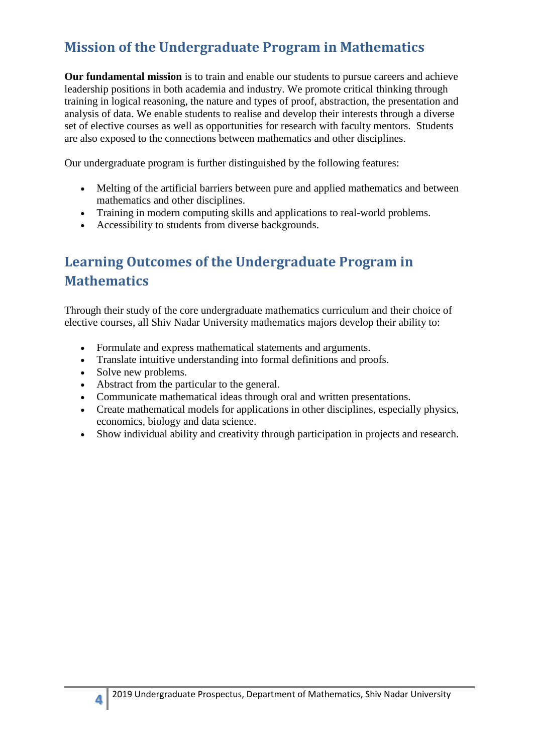## Mission of the Undergraduate Program in Mathematics

**Our fundamental mission** is to train and enable our students to pursue careers and achieve leadership positions in both academia and industry. We promote critical thinking through training in logical reasoning, the nature and types of proof, abstraction, the presentation and analysis of data. We enable students to realise and develop their interests through a diverse set of elective courses as well as opportunities for research with faculty mentors. Students are also exposed to the connections between mathematics and other disciplines.

Our undergraduate program is further distinguished by the following features:

- Melting of the artificial barriers between pure and applied mathematics and between mathematics and other disciplines.
- Training in modern computing skills and applications to real-world problems.
- Accessibility to students from diverse backgrounds.

## Learning Outcomes of the Undergraduate Program in Mathematics

Through their study of the core undergraduate mathematics curriculum and their choice of elective courses, all Shiv Nadar University mathematics majors develop their ability to:

- Formulate and express mathematical statements and arguments.
- Translate intuitive understanding into formal definitions and proofs.
- Solve new problems.
- Abstract from the particular to the general.
- Communicate mathematical ideas through oral and written presentations.
- Create mathematical models for applications in other disciplines, especially physics, economics, biology and data science.
- Show individual ability and creativity through participation in projects and research.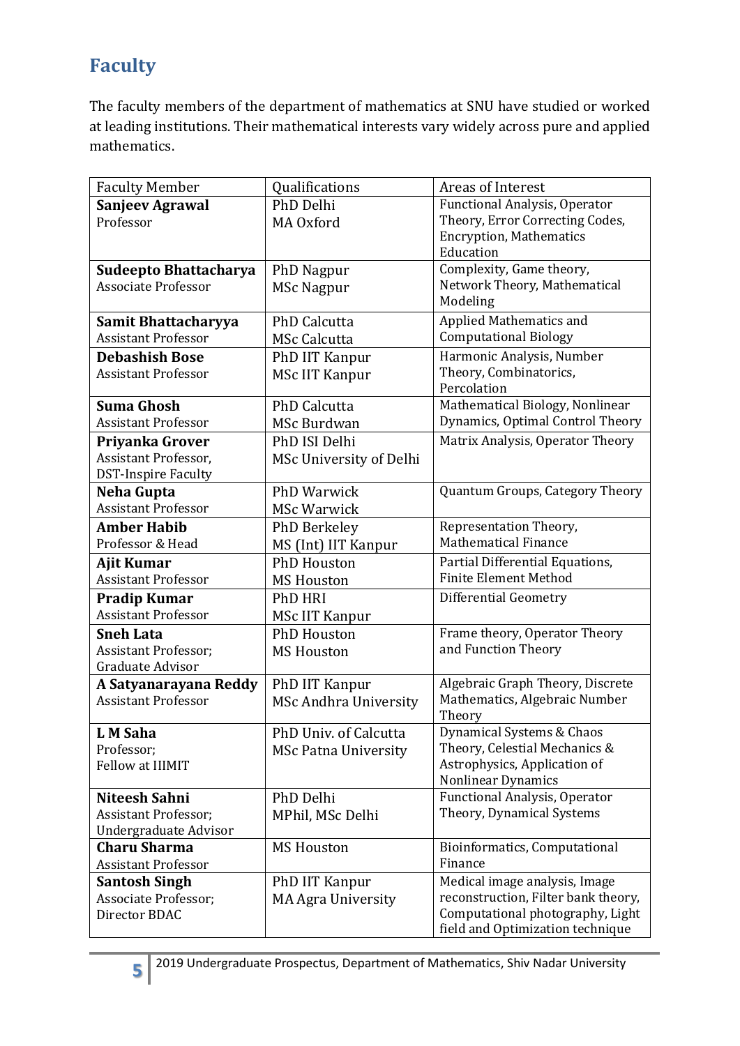## Faculty

The faculty members of the department of mathematics at SNU have studied or worked at leading institutions. Their mathematical interests vary widely across pure and applied mathematics.

| Faculty Member | Qualifications | Areas of Interest |
|---|---|---|
| **Sanjeev Agrawal**<br>Professor | PhD Delhi<br>MA Oxford | Functional Analysis, Operator Theory, Error Correcting Codes, Encryption, Mathematics Education |
| **Sudeepto Bhattacharya**<br>Associate Professor | PhD Nagpur<br>MSc Nagpur | Complexity, Game theory, Network Theory, Mathematical Modeling |
| **Samit Bhattacharyya**<br>Assistant Professor | PhD Calcutta<br>MSc Calcutta | Applied Mathematics and Computational Biology |
| **Debashish Bose**<br>Assistant Professor | PhD IIT Kanpur<br>MSc IIT Kanpur | Harmonic Analysis, Number Theory, Combinatorics, Percolation |
| **Suma Ghosh**<br>Assistant Professor | PhD Calcutta<br>MSc Burdwan | Mathematical Biology, Nonlinear Dynamics, Optimal Control Theory |
| **Priyanka Grover**<br>Assistant Professor,<br>DST-Inspire Faculty | PhD ISI Delhi<br>MSc University of Delhi | Matrix Analysis, Operator Theory |
| **Neha Gupta**<br>Assistant Professor | PhD Warwick<br>MSc Warwick | Quantum Groups, Category Theory |
| **Amber Habib**<br>Professor & Head | PhD Berkeley<br>MS (Int) IIT Kanpur | Representation Theory, Mathematical Finance |
| **Ajit Kumar**<br>Assistant Professor | PhD Houston<br>MS Houston | Partial Differential Equations, Finite Element Method |
| **Pradip Kumar**<br>Assistant Professor | PhD HRI<br>MSc IIT Kanpur | Differential Geometry |
| **Sneh Lata**<br>Assistant Professor;<br>Graduate Advisor | PhD Houston<br>MS Houston | Frame theory, Operator Theory and Function Theory |
| **A Satyanarayana Reddy**<br>Assistant Professor | PhD IIT Kanpur<br>MSc Andhra University | Algebraic Graph Theory, Discrete Mathematics, Algebraic Number Theory |
| **L M Saha**<br>Professor;<br>Fellow at IIIMIT | PhD Univ. of Calcutta<br>MSc Patna University | Dynamical Systems & Chaos Theory, Celestial Mechanics & Astrophysics, Application of Nonlinear Dynamics |
| **Niteesh Sahni**<br>Assistant Professor;<br>Undergraduate Advisor | PhD Delhi<br>MPhil, MSc Delhi | Functional Analysis, Operator Theory, Dynamical Systems |
| **Charu Sharma**<br>Assistant Professor | MS Houston | Bioinformatics, Computational Finance |
| **Santosh Singh**<br>Associate Professor;<br>Director BDAC | PhD IIT Kanpur<br>MA Agra University | Medical image analysis, Image reconstruction, Filter bank theory, Computational photography, Light field and Optimization technique |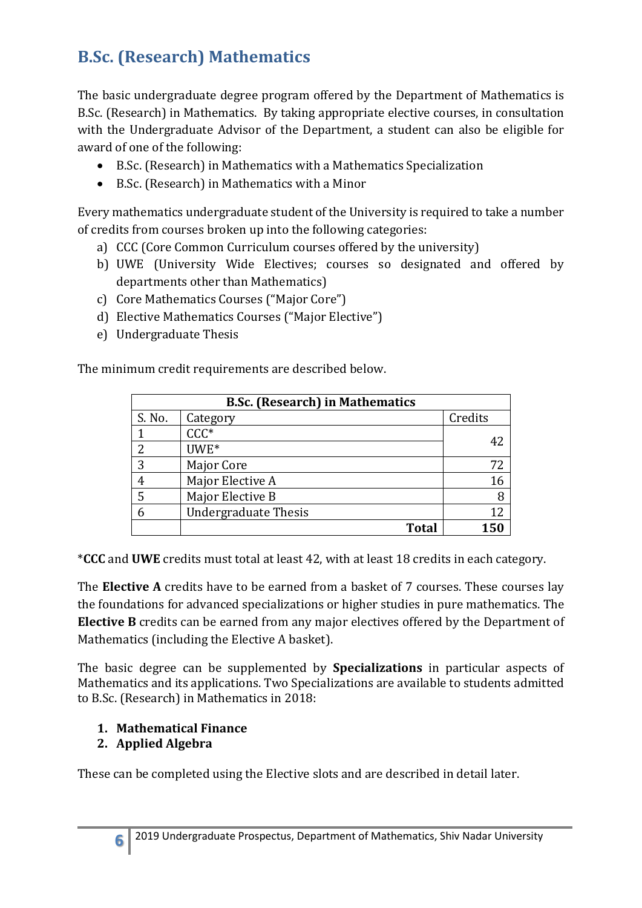## B.Sc. (Research) Mathematics

The basic undergraduate degree program offered by the Department of Mathematics is B.Sc. (Research) in Mathematics. By taking appropriate elective courses, in consultation with the Undergraduate Advisor of the Department, a student can also be eligible for award of one of the following:

- B.Sc. (Research) in Mathematics with a Mathematics Specialization
- B.Sc. (Research) in Mathematics with a Minor

Every mathematics undergraduate student of the University is required to take a number of credits from courses broken up into the following categories:

a) CCC (Core Common Curriculum courses offered by the university)
b) UWE (University Wide Electives; courses so designated and offered by departments other than Mathematics)
c) Core Mathematics Courses ("Major Core")
d) Elective Mathematics Courses ("Major Elective")
e) Undergraduate Thesis

The minimum credit requirements are described below.

| **B.Sc. (Research) in Mathematics** | | |
|---|---|---|
| S. No. | Category | Credits |
| 1 | CCC* | 42 |
| 2 | UWE* | |
| 3 | Major Core | 72 |
| 4 | Major Elective A | 16 |
| 5 | Major Elective B | 8 |
| 6 | Undergraduate Thesis | 12 |
| | **Total** | **150** |

*__CCC__ and **UWE** credits must total at least 42, with at least 18 credits in each category.

The **Elective A** credits have to be earned from a basket of 7 courses. These courses lay the foundations for advanced specializations or higher studies in pure mathematics. The **Elective B** credits can be earned from any major electives offered by the Department of Mathematics (including the Elective A basket).

The basic degree can be supplemented by **Specializations** in particular aspects of Mathematics and its applications. Two Specializations are available to students admitted to B.Sc. (Research) in Mathematics in 2018:

1. **Mathematical Finance**
2. **Applied Algebra**

These can be completed using the Elective slots and are described in detail later.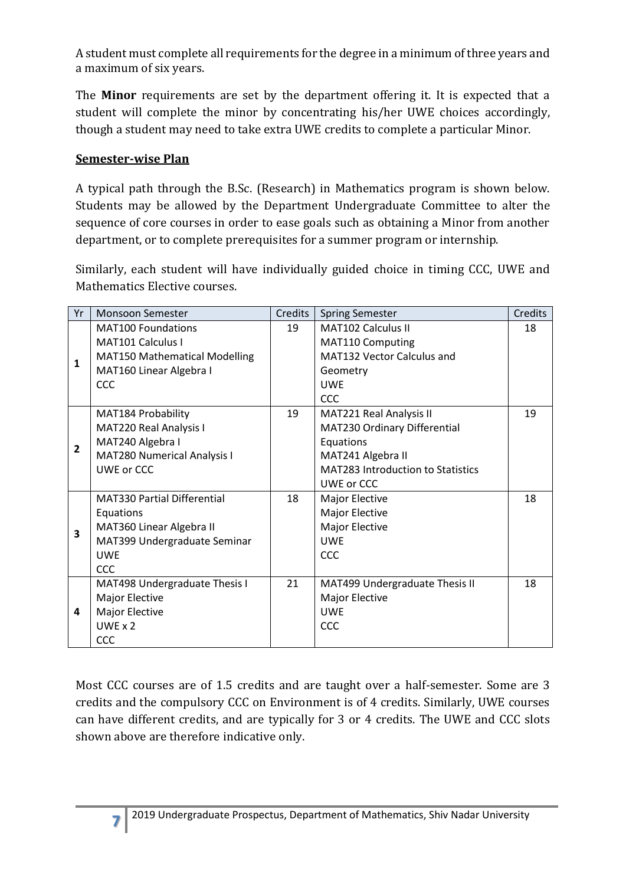A student must complete all requirements for the degree in a minimum of three years and a maximum of six years.

The **Minor** requirements are set by the department offering it. It is expected that a student will complete the minor by concentrating his/her UWE choices accordingly, though a student may need to take extra UWE credits to complete a particular Minor.

## Semester-wise Plan

A typical path through the B.Sc. (Research) in Mathematics program is shown below. Students may be allowed by the Department Undergraduate Committee to alter the sequence of core courses in order to ease goals such as obtaining a Minor from another department, or to complete prerequisites for a summer program or internship.

Similarly, each student will have individually guided choice in timing CCC, UWE and Mathematics Elective courses.

| Yr | Monsoon Semester | Credits | Spring Semester | Credits |
|---|---|---|---|---|
| 1 | MAT100 Foundations<br>MAT101 Calculus I<br>MAT150 Mathematical Modelling<br>MAT160 Linear Algebra I<br>CCC | 19 | MAT102 Calculus II<br>MAT110 Computing<br>MAT132 Vector Calculus and Geometry<br>UWE<br>CCC | 18 |
| 2 | MAT184 Probability<br>MAT220 Real Analysis I<br>MAT240 Algebra I<br>MAT280 Numerical Analysis I<br>UWE or CCC | 19 | MAT221 Real Analysis II<br>MAT230 Ordinary Differential Equations<br>MAT241 Algebra II<br>MAT283 Introduction to Statistics<br>UWE or CCC | 19 |
| 3 | MAT330 Partial Differential Equations<br>MAT360 Linear Algebra II<br>MAT399 Undergraduate Seminar<br>UWE<br>CCC | 18 | Major Elective<br>Major Elective<br>Major Elective<br>UWE<br>CCC | 18 |
| 4 | MAT498 Undergraduate Thesis I<br>Major Elective<br>Major Elective<br>UWE x 2<br>CCC | 21 | MAT499 Undergraduate Thesis II<br>Major Elective<br>UWE<br>CCC | 18 |

Most CCC courses are of 1.5 credits and are taught over a half-semester. Some are 3 credits and the compulsory CCC on Environment is of 4 credits. Similarly, UWE courses can have different credits, and are typically for 3 or 4 credits. The UWE and CCC slots shown above are therefore indicative only.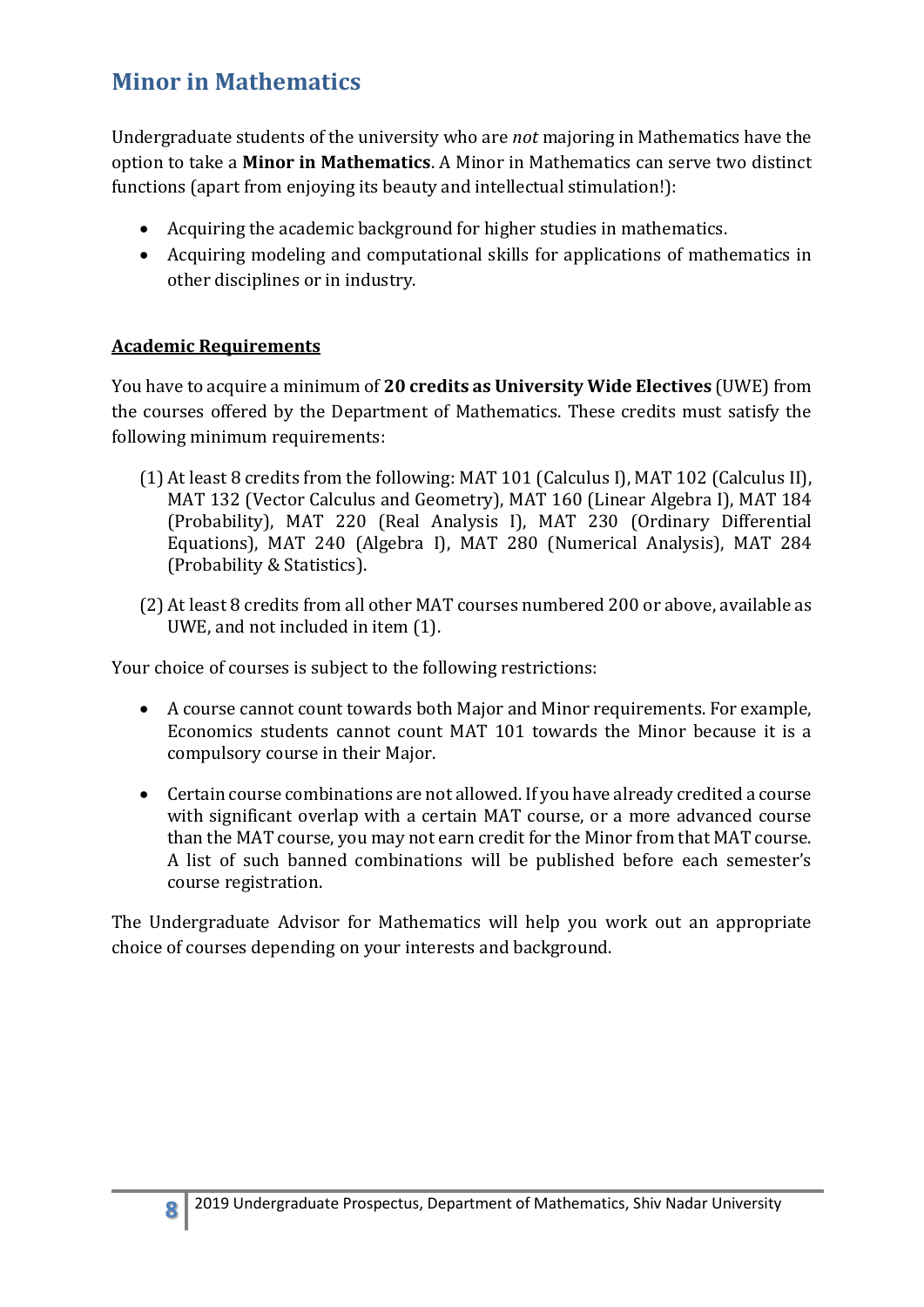## Minor in Mathematics

Undergraduate students of the university who are *not* majoring in Mathematics have the option to take a **Minor in Mathematics**. A Minor in Mathematics can serve two distinct functions (apart from enjoying its beauty and intellectual stimulation!):

- Acquiring the academic background for higher studies in mathematics.
- Acquiring modeling and computational skills for applications of mathematics in other disciplines or in industry.

### Academic Requirements

You have to acquire a minimum of **20 credits as University Wide Electives** (UWE) from the courses offered by the Department of Mathematics. These credits must satisfy the following minimum requirements:

(1) At least 8 credits from the following: MAT 101 (Calculus I), MAT 102 (Calculus II), MAT 132 (Vector Calculus and Geometry), MAT 160 (Linear Algebra I), MAT 184 (Probability), MAT 220 (Real Analysis I), MAT 230 (Ordinary Differential Equations), MAT 240 (Algebra I), MAT 280 (Numerical Analysis), MAT 284 (Probability & Statistics).

(2) At least 8 credits from all other MAT courses numbered 200 or above, available as UWE, and not included in item (1).

Your choice of courses is subject to the following restrictions:

- A course cannot count towards both Major and Minor requirements. For example, Economics students cannot count MAT 101 towards the Minor because it is a compulsory course in their Major.
- Certain course combinations are not allowed. If you have already credited a course with significant overlap with a certain MAT course, or a more advanced course than the MAT course, you may not earn credit for the Minor from that MAT course. A list of such banned combinations will be published before each semester's course registration.

The Undergraduate Advisor for Mathematics will help you work out an appropriate choice of courses depending on your interests and background.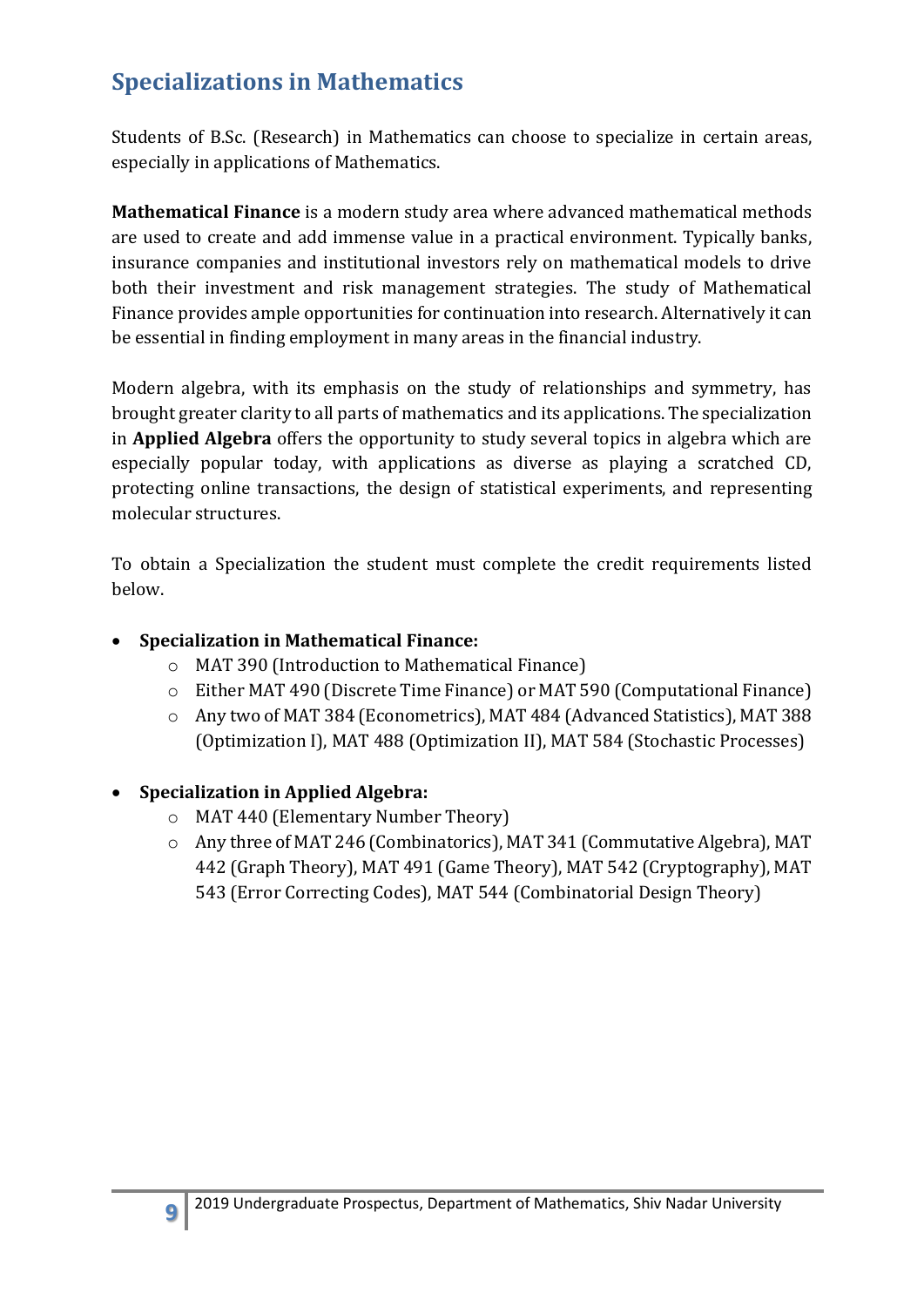## Specializations in Mathematics

Students of B.Sc. (Research) in Mathematics can choose to specialize in certain areas, especially in applications of Mathematics.

**Mathematical Finance** is a modern study area where advanced mathematical methods are used to create and add immense value in a practical environment. Typically banks, insurance companies and institutional investors rely on mathematical models to drive both their investment and risk management strategies. The study of Mathematical Finance provides ample opportunities for continuation into research. Alternatively it can be essential in finding employment in many areas in the financial industry.

Modern algebra, with its emphasis on the study of relationships and symmetry, has brought greater clarity to all parts of mathematics and its applications. The specialization in **Applied Algebra** offers the opportunity to study several topics in algebra which are especially popular today, with applications as diverse as playing a scratched CD, protecting online transactions, the design of statistical experiments, and representing molecular structures.

To obtain a Specialization the student must complete the credit requirements listed below.

- **Specialization in Mathematical Finance:**
  - MAT 390 (Introduction to Mathematical Finance)
  - Either MAT 490 (Discrete Time Finance) or MAT 590 (Computational Finance)
  - Any two of MAT 384 (Econometrics), MAT 484 (Advanced Statistics), MAT 388 (Optimization I), MAT 488 (Optimization II), MAT 584 (Stochastic Processes)

- **Specialization in Applied Algebra:**
  - MAT 440 (Elementary Number Theory)
  - Any three of MAT 246 (Combinatorics), MAT 341 (Commutative Algebra), MAT 442 (Graph Theory), MAT 491 (Game Theory), MAT 542 (Cryptography), MAT 543 (Error Correcting Codes), MAT 544 (Combinatorial Design Theory)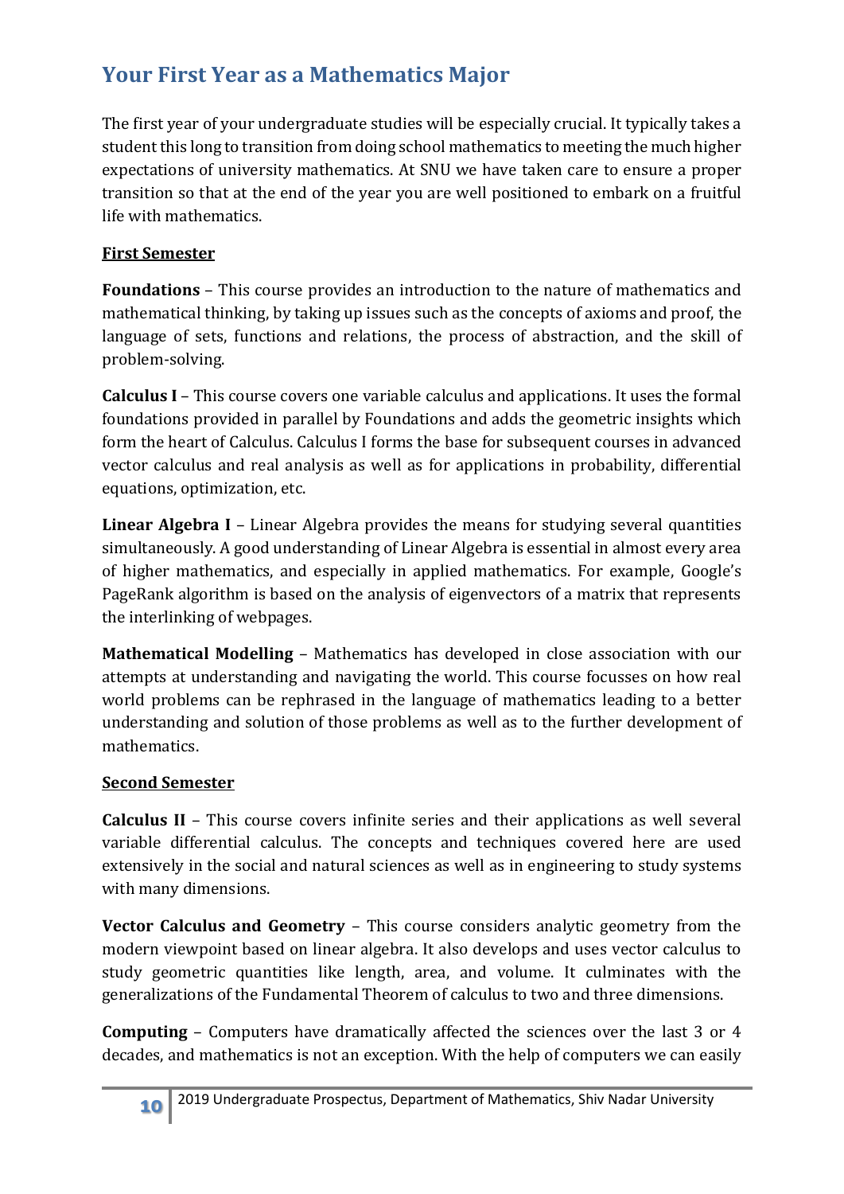## Your First Year as a Mathematics Major

The first year of your undergraduate studies will be especially crucial. It typically takes a student this long to transition from doing school mathematics to meeting the much higher expectations of university mathematics. At SNU we have taken care to ensure a proper transition so that at the end of the year you are well positioned to embark on a fruitful life with mathematics.

### First Semester

**Foundations** – This course provides an introduction to the nature of mathematics and mathematical thinking, by taking up issues such as the concepts of axioms and proof, the language of sets, functions and relations, the process of abstraction, and the skill of problem-solving.

**Calculus I** – This course covers one variable calculus and applications. It uses the formal foundations provided in parallel by Foundations and adds the geometric insights which form the heart of Calculus. Calculus I forms the base for subsequent courses in advanced vector calculus and real analysis as well as for applications in probability, differential equations, optimization, etc.

**Linear Algebra I** – Linear Algebra provides the means for studying several quantities simultaneously. A good understanding of Linear Algebra is essential in almost every area of higher mathematics, and especially in applied mathematics. For example, Google's PageRank algorithm is based on the analysis of eigenvectors of a matrix that represents the interlinking of webpages.

**Mathematical Modelling** – Mathematics has developed in close association with our attempts at understanding and navigating the world. This course focusses on how real world problems can be rephrased in the language of mathematics leading to a better understanding and solution of those problems as well as to the further development of mathematics.

### Second Semester

**Calculus II** – This course covers infinite series and their applications as well several variable differential calculus. The concepts and techniques covered here are used extensively in the social and natural sciences as well as in engineering to study systems with many dimensions.

**Vector Calculus and Geometry** – This course considers analytic geometry from the modern viewpoint based on linear algebra. It also develops and uses vector calculus to study geometric quantities like length, area, and volume. It culminates with the generalizations of the Fundamental Theorem of calculus to two and three dimensions.

**Computing** – Computers have dramatically affected the sciences over the last 3 or 4 decades, and mathematics is not an exception. With the help of computers we can easily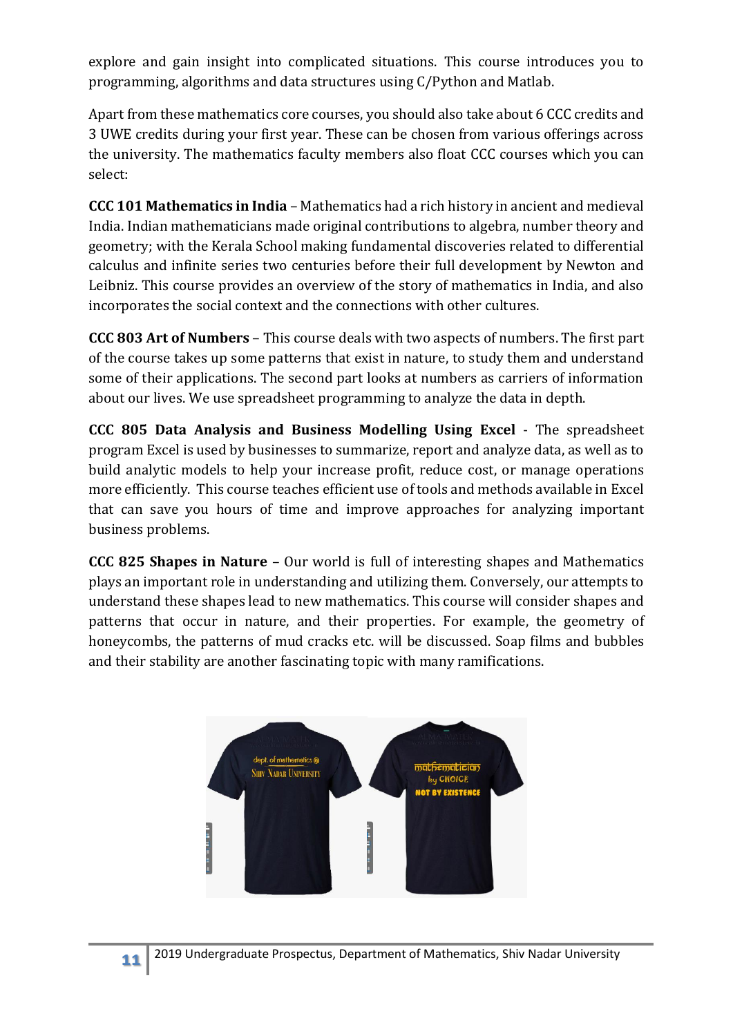explore and gain insight into complicated situations. This course introduces you to programming, algorithms and data structures using C/Python and Matlab.

Apart from these mathematics core courses, you should also take about 6 CCC credits and 3 UWE credits during your first year. These can be chosen from various offerings across the university. The mathematics faculty members also float CCC courses which you can select:

**CCC 101 Mathematics in India** – Mathematics had a rich history in ancient and medieval India. Indian mathematicians made original contributions to algebra, number theory and geometry; with the Kerala School making fundamental discoveries related to differential calculus and infinite series two centuries before their full development by Newton and Leibniz. This course provides an overview of the story of mathematics in India, and also incorporates the social context and the connections with other cultures.

**CCC 803 Art of Numbers** – This course deals with two aspects of numbers. The first part of the course takes up some patterns that exist in nature, to study them and understand some of their applications. The second part looks at numbers as carriers of information about our lives. We use spreadsheet programming to analyze the data in depth.

**CCC 805 Data Analysis and Business Modelling Using Excel** - The spreadsheet program Excel is used by businesses to summarize, report and analyze data, as well as to build analytic models to help your increase profit, reduce cost, or manage operations more efficiently. This course teaches efficient use of tools and methods available in Excel that can save you hours of time and improve approaches for analyzing important business problems.

**CCC 825 Shapes in Nature** – Our world is full of interesting shapes and Mathematics plays an important role in understanding and utilizing them. Conversely, our attempts to understand these shapes lead to new mathematics. This course will consider shapes and patterns that occur in nature, and their properties. For example, the geometry of honeycombs, the patterns of mud cracks etc. will be discussed. Soap films and bubbles and their stability are another fascinating topic with many ramifications.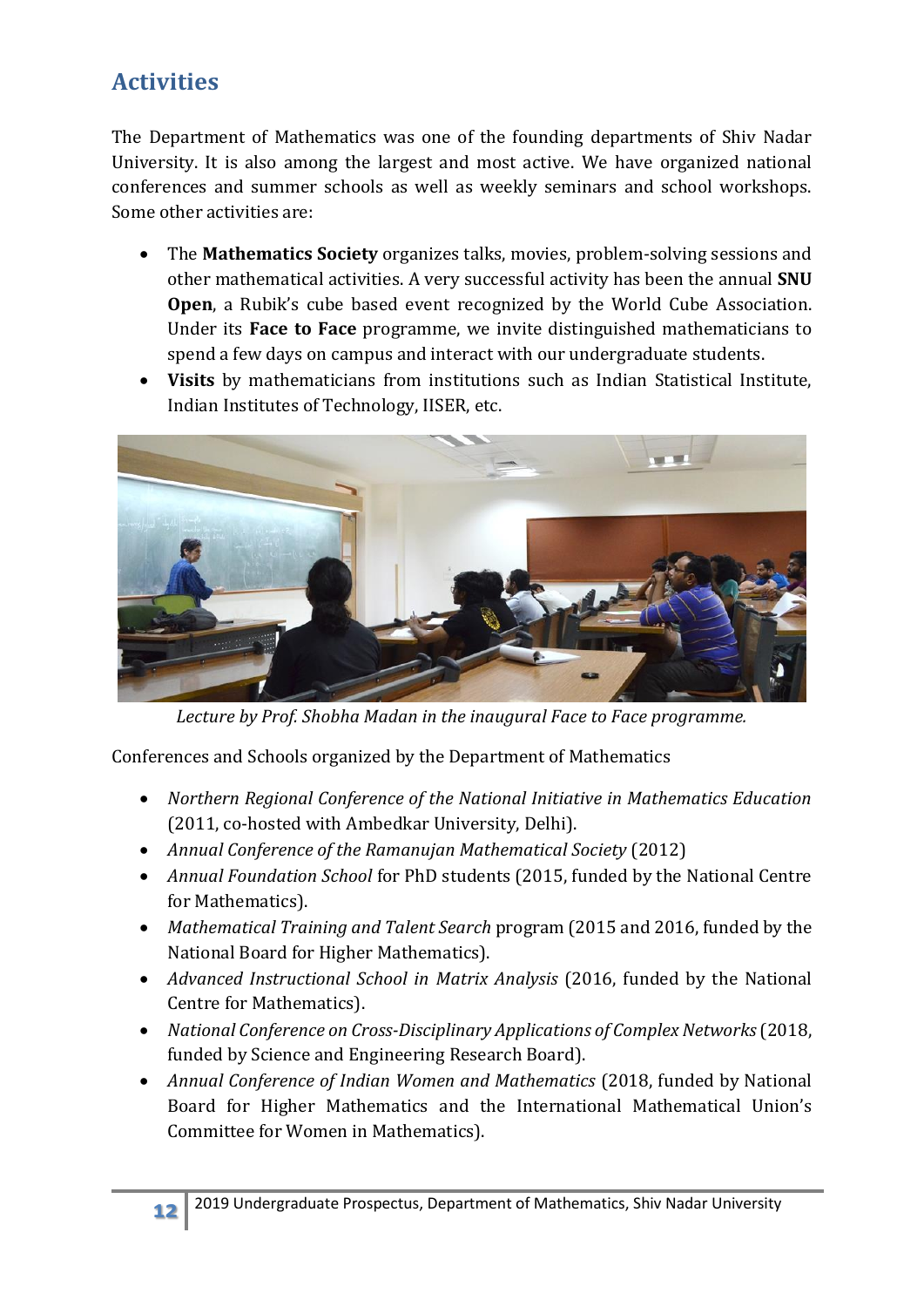## Activities

The Department of Mathematics was one of the founding departments of Shiv Nadar University. It is also among the largest and most active. We have organized national conferences and summer schools as well as weekly seminars and school workshops. Some other activities are:

- The **Mathematics Society** organizes talks, movies, problem-solving sessions and other mathematical activities. A very successful activity has been the annual **SNU Open**, a Rubik's cube based event recognized by the World Cube Association. Under its **Face to Face** programme, we invite distinguished mathematicians to spend a few days on campus and interact with our undergraduate students.
- **Visits** by mathematicians from institutions such as Indian Statistical Institute, Indian Institutes of Technology, IISER, etc.

*Lecture by Prof. Shobha Madan in the inaugural Face to Face programme.*

Conferences and Schools organized by the Department of Mathematics

- *Northern Regional Conference of the National Initiative in Mathematics Education* (2011, co-hosted with Ambedkar University, Delhi).
- *Annual Conference of the Ramanujan Mathematical Society* (2012)
- *Annual Foundation School* for PhD students (2015, funded by the National Centre for Mathematics).
- *Mathematical Training and Talent Search* program (2015 and 2016, funded by the National Board for Higher Mathematics).
- *Advanced Instructional School in Matrix Analysis* (2016, funded by the National Centre for Mathematics).
- *National Conference on Cross-Disciplinary Applications of Complex Networks* (2018, funded by Science and Engineering Research Board).
- *Annual Conference of Indian Women and Mathematics* (2018, funded by National Board for Higher Mathematics and the International Mathematical Union's Committee for Women in Mathematics).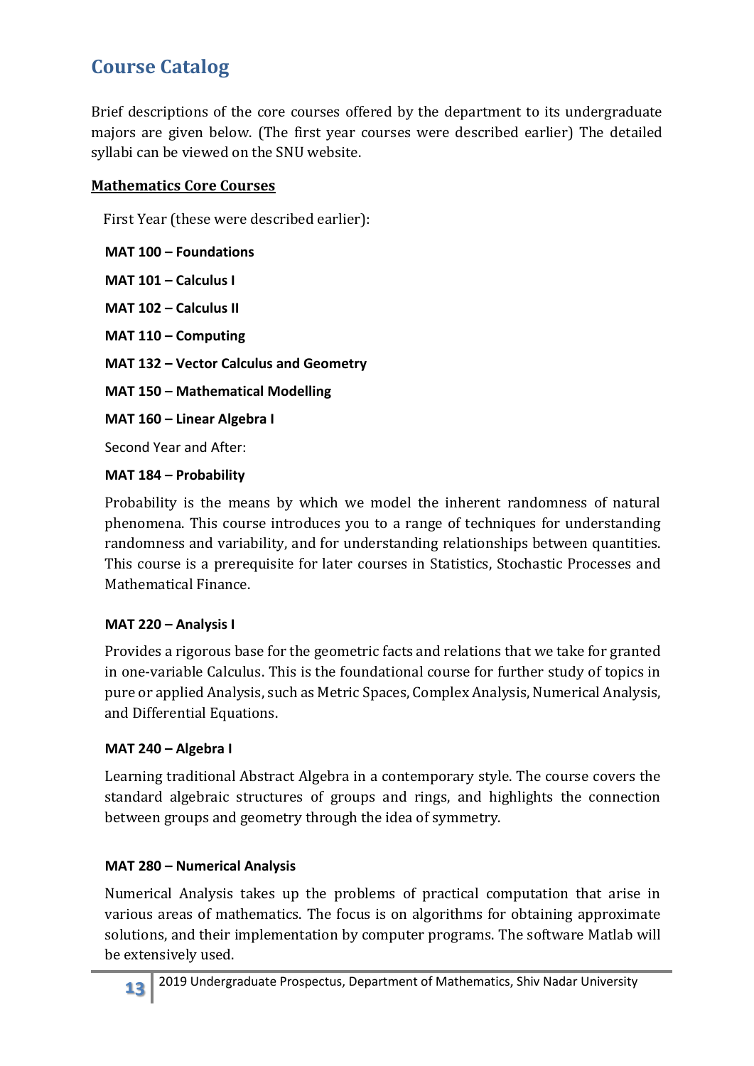## Course Catalog

Brief descriptions of the core courses offered by the department to its undergraduate majors are given below. (The first year courses were described earlier) The detailed syllabi can be viewed on the SNU website.

### Mathematics Core Courses

First Year (these were described earlier):

**MAT 100 – Foundations**

**MAT 101 – Calculus I**

**MAT 102 – Calculus II**

**MAT 110 – Computing**

**MAT 132 – Vector Calculus and Geometry**

**MAT 150 – Mathematical Modelling**

**MAT 160 – Linear Algebra I**

Second Year and After:

**MAT 184 – Probability**

Probability is the means by which we model the inherent randomness of natural phenomena. This course introduces you to a range of techniques for understanding randomness and variability, and for understanding relationships between quantities. This course is a prerequisite for later courses in Statistics, Stochastic Processes and Mathematical Finance.

**MAT 220 – Analysis I**

Provides a rigorous base for the geometric facts and relations that we take for granted in one-variable Calculus. This is the foundational course for further study of topics in pure or applied Analysis, such as Metric Spaces, Complex Analysis, Numerical Analysis, and Differential Equations.

**MAT 240 – Algebra I**

Learning traditional Abstract Algebra in a contemporary style. The course covers the standard algebraic structures of groups and rings, and highlights the connection between groups and geometry through the idea of symmetry.

**MAT 280 – Numerical Analysis**

Numerical Analysis takes up the problems of practical computation that arise in various areas of mathematics. The focus is on algorithms for obtaining approximate solutions, and their implementation by computer programs. The software Matlab will be extensively used.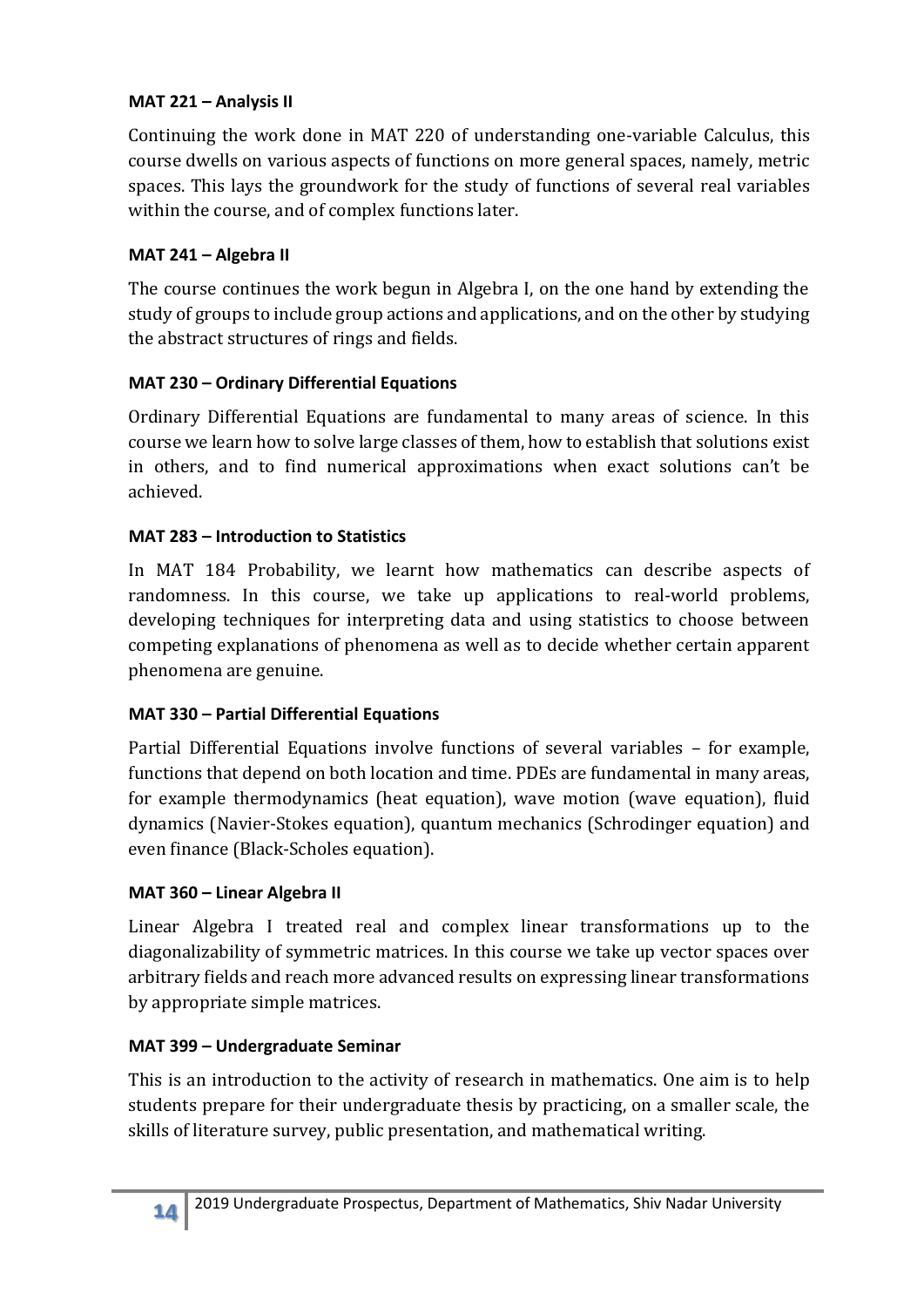### MAT 221 – Analysis II

Continuing the work done in MAT 220 of understanding one-variable Calculus, this course dwells on various aspects of functions on more general spaces, namely, metric spaces. This lays the groundwork for the study of functions of several real variables within the course, and of complex functions later.

### MAT 241 – Algebra II

The course continues the work begun in Algebra I, on the one hand by extending the study of groups to include group actions and applications, and on the other by studying the abstract structures of rings and fields.

### MAT 230 – Ordinary Differential Equations

Ordinary Differential Equations are fundamental to many areas of science. In this course we learn how to solve large classes of them, how to establish that solutions exist in others, and to find numerical approximations when exact solutions can't be achieved.

### MAT 283 – Introduction to Statistics

In MAT 184 Probability, we learnt how mathematics can describe aspects of randomness. In this course, we take up applications to real-world problems, developing techniques for interpreting data and using statistics to choose between competing explanations of phenomena as well as to decide whether certain apparent phenomena are genuine.

### MAT 330 – Partial Differential Equations

Partial Differential Equations involve functions of several variables – for example, functions that depend on both location and time. PDEs are fundamental in many areas, for example thermodynamics (heat equation), wave motion (wave equation), fluid dynamics (Navier-Stokes equation), quantum mechanics (Schrodinger equation) and even finance (Black-Scholes equation).

### MAT 360 – Linear Algebra II

Linear Algebra I treated real and complex linear transformations up to the diagonalizability of symmetric matrices. In this course we take up vector spaces over arbitrary fields and reach more advanced results on expressing linear transformations by appropriate simple matrices.

### MAT 399 – Undergraduate Seminar

This is an introduction to the activity of research in mathematics. One aim is to help students prepare for their undergraduate thesis by practicing, on a smaller scale, the skills of literature survey, public presentation, and mathematical writing.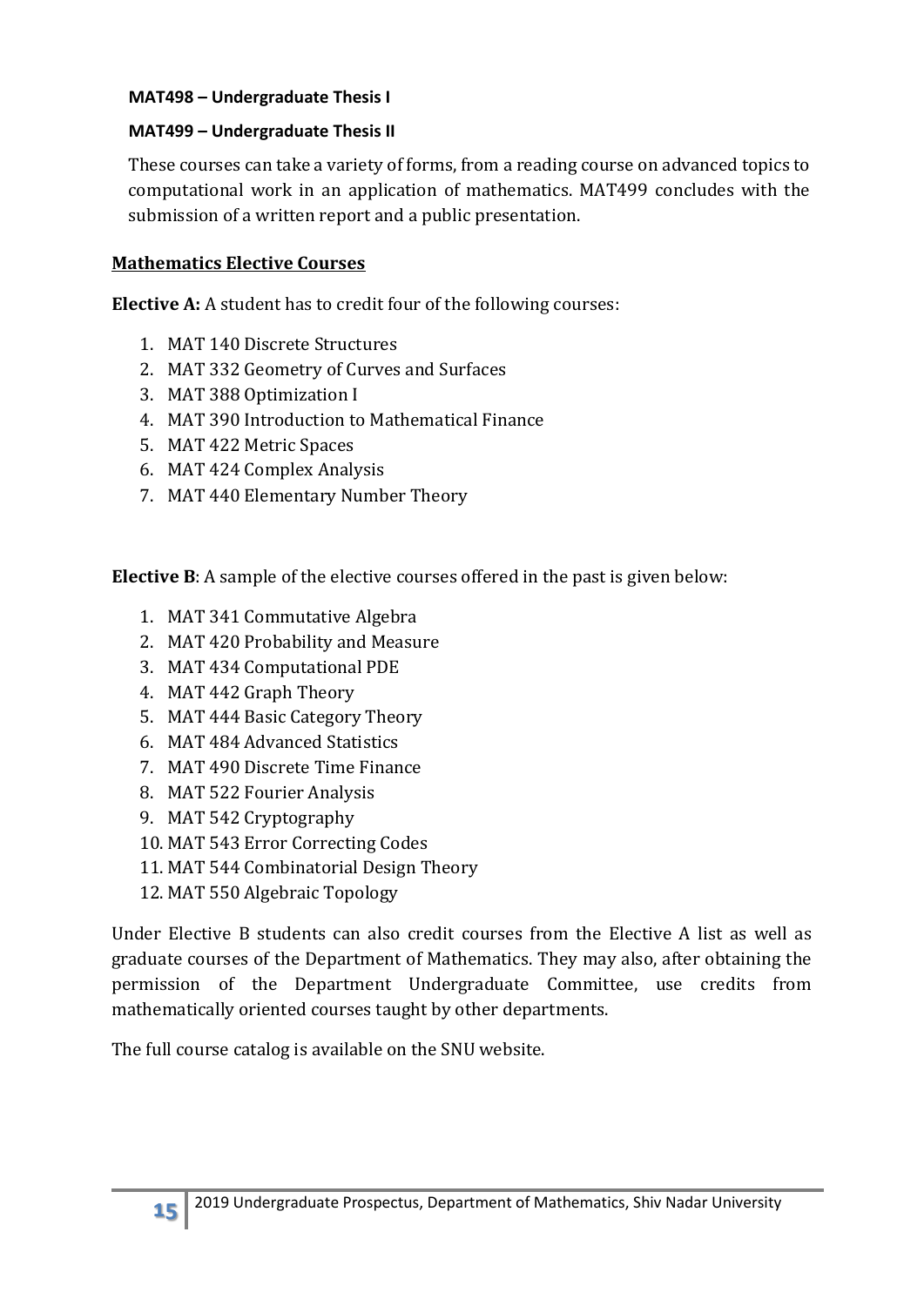**MAT498 – Undergraduate Thesis I**

**MAT499 – Undergraduate Thesis II**

These courses can take a variety of forms, from a reading course on advanced topics to computational work in an application of mathematics. MAT499 concludes with the submission of a written report and a public presentation.

## Mathematics Elective Courses

**Elective A:** A student has to credit four of the following courses:

1. MAT 140 Discrete Structures
2. MAT 332 Geometry of Curves and Surfaces
3. MAT 388 Optimization I
4. MAT 390 Introduction to Mathematical Finance
5. MAT 422 Metric Spaces
6. MAT 424 Complex Analysis
7. MAT 440 Elementary Number Theory

**Elective B**: A sample of the elective courses offered in the past is given below:

1. MAT 341 Commutative Algebra
2. MAT 420 Probability and Measure
3. MAT 434 Computational PDE
4. MAT 442 Graph Theory
5. MAT 444 Basic Category Theory
6. MAT 484 Advanced Statistics
7. MAT 490 Discrete Time Finance
8. MAT 522 Fourier Analysis
9. MAT 542 Cryptography
10. MAT 543 Error Correcting Codes
11. MAT 544 Combinatorial Design Theory
12. MAT 550 Algebraic Topology

Under Elective B students can also credit courses from the Elective A list as well as graduate courses of the Department of Mathematics. They may also, after obtaining the permission of the Department Undergraduate Committee, use credits from mathematically oriented courses taught by other departments.

The full course catalog is available on the SNU website.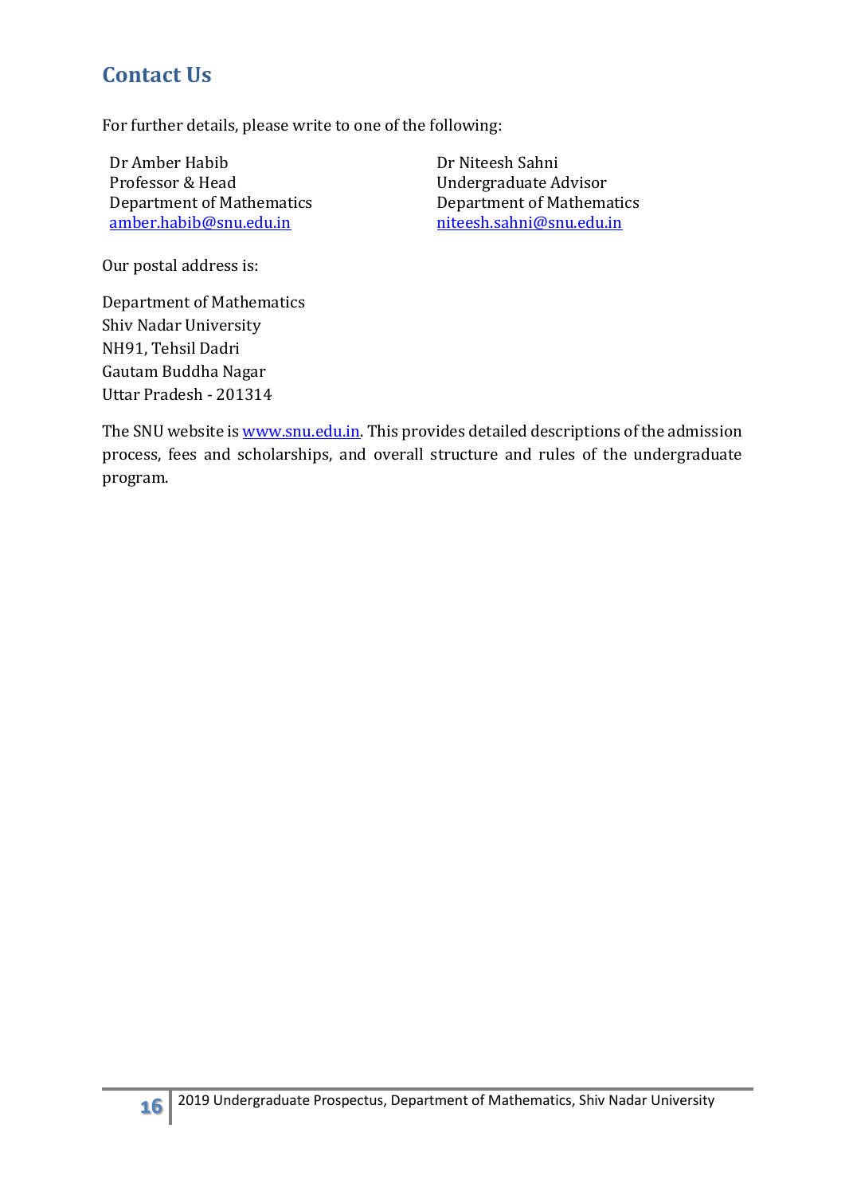## Contact Us

For further details, please write to one of the following:

Dr Amber Habib
Professor & Head
Department of Mathematics
amber.habib@snu.edu.in

Dr Niteesh Sahni
Undergraduate Advisor
Department of Mathematics
niteesh.sahni@snu.edu.in

Our postal address is:

Department of Mathematics
Shiv Nadar University
NH91, Tehsil Dadri
Gautam Buddha Nagar
Uttar Pradesh - 201314

The SNU website is www.snu.edu.in. This provides detailed descriptions of the admission process, fees and scholarships, and overall structure and rules of the undergraduate program.